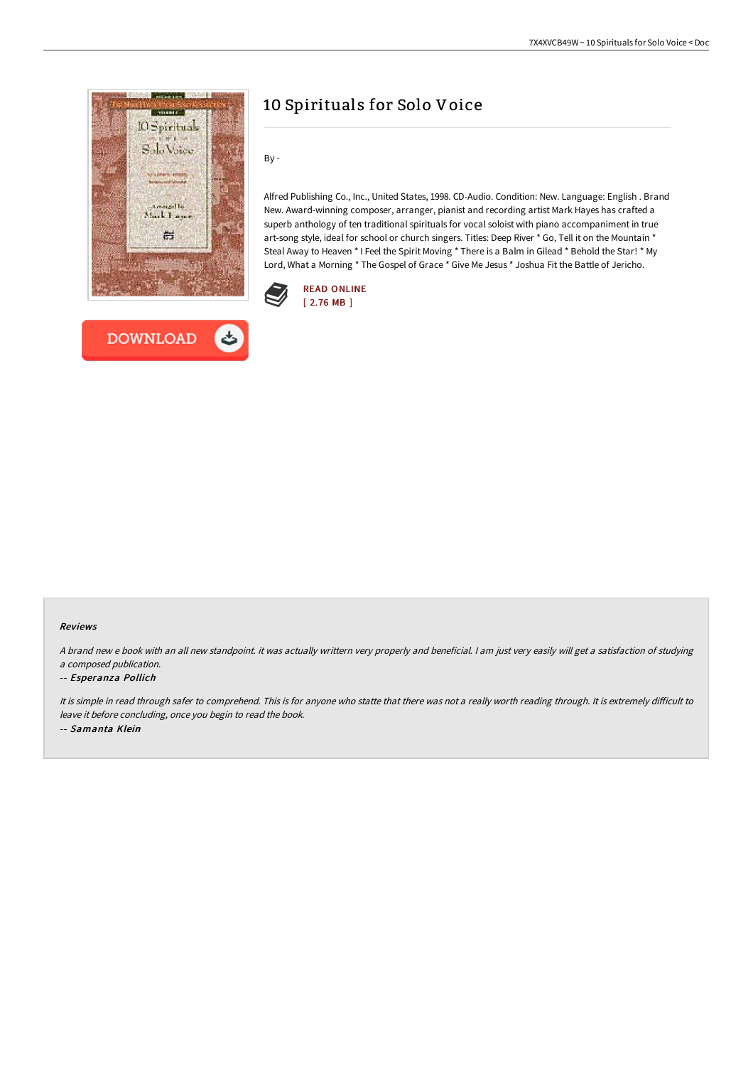# 10 Spirituals for Solo Voice

By -

Alfred Publishing Co., Inc., United States, 1998. CD-Audio. Condition: New. Language: English . Brand New. Award-winning composer, arranger, pianist and recording artist Mark Hayes has crafted a superb anthology of ten traditional spirituals for vocal soloist with piano accompaniment in true art-song style, ideal for school or church singers. Titles: Deep River * Go, Tell it on the Mountain * Steal Away to Heaven * I Feel the Spirit Moving * There is a Balm in Gilead * Behold the Star! * My Lord, What a Morning * The Gospel of Grace * Give Me Jesus * Joshua Fit the Battle of Jericho.

READ ONLINE
[ 2.76 MB ]

DOWNLOAD

### Reviews

*A brand new e book with an all new standpoint. it was actually writtern very properly and beneficial. I am just very easily will get a satisfaction of studying a composed publication.*

-- ***Esperanza Pollich***

*It is simple in read through safer to comprehend. This is for anyone who statte that there was not a really worth reading through. It is extremely difficult to leave it before concluding, once you begin to read the book.*

-- ***Samanta Klein***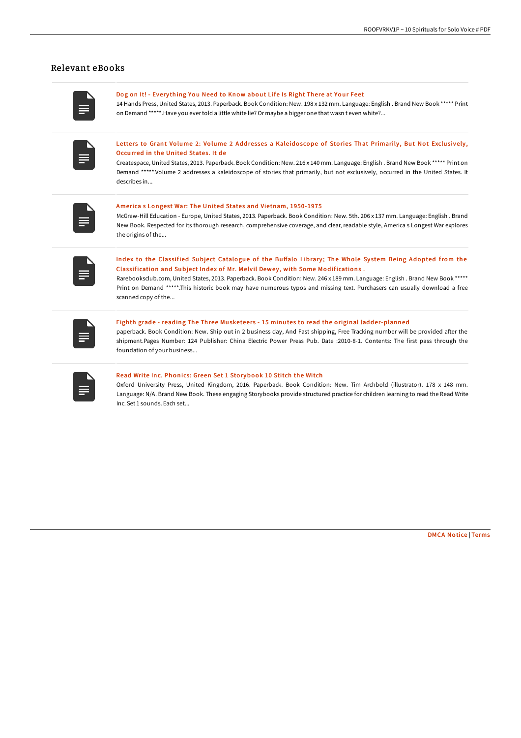## Relevant eBooks

### Dog on It! - Everything You Need to Know about Life Is Right There at Your Feet

14 Hands Press, United States, 2013. Paperback. Book Condition: New. 198 x 132 mm. Language: English . Brand New Book ***** Print on Demand *****.Have you ever told a little white lie? Or maybe a bigger one that wasn t even white?...

### Letters to Grant Volume 2: Volume 2 Addresses a Kaleidoscope of Stories That Primarily, But Not Exclusively, Occurred in the United States. It de

Createspace, United States, 2013. Paperback. Book Condition: New. 216 x 140 mm. Language: English . Brand New Book ***** Print on Demand *****.Volume 2 addresses a kaleidoscope of stories that primarily, but not exclusively, occurred in the United States. It describes in...

### America s Longest War: The United States and Vietnam, 1950-1975

McGraw-Hill Education - Europe, United States, 2013. Paperback. Book Condition: New. 5th. 206 x 137 mm. Language: English . Brand New Book. Respected for its thorough research, comprehensive coverage, and clear, readable style, America s Longest War explores the origins of the...

### Index to the Classified Subject Catalogue of the Buffalo Library; The Whole System Being Adopted from the Classification and Subject Index of Mr. Melvil Dewey, with Some Modifications .

Rarebooksclub.com, United States, 2013. Paperback. Book Condition: New. 246 x 189 mm. Language: English . Brand New Book ***** Print on Demand *****.This historic book may have numerous typos and missing text. Purchasers can usually download a free scanned copy of the...

### Eighth grade - reading The Three Musketeers - 15 minutes to read the original ladder-planned

paperback. Book Condition: New. Ship out in 2 business day, And Fast shipping, Free Tracking number will be provided after the shipment.Pages Number: 124 Publisher: China Electric Power Press Pub. Date :2010-8-1. Contents: The first pass through the foundation of your business...

### Read Write Inc. Phonics: Green Set 1 Storybook 10 Stitch the Witch

Oxford University Press, United Kingdom, 2016. Paperback. Book Condition: New. Tim Archbold (illustrator). 178 x 148 mm. Language: N/A. Brand New Book. These engaging Storybooks provide structured practice for children learning to read the Read Write Inc. Set 1 sounds. Each set...

DMCA Notice | Terms